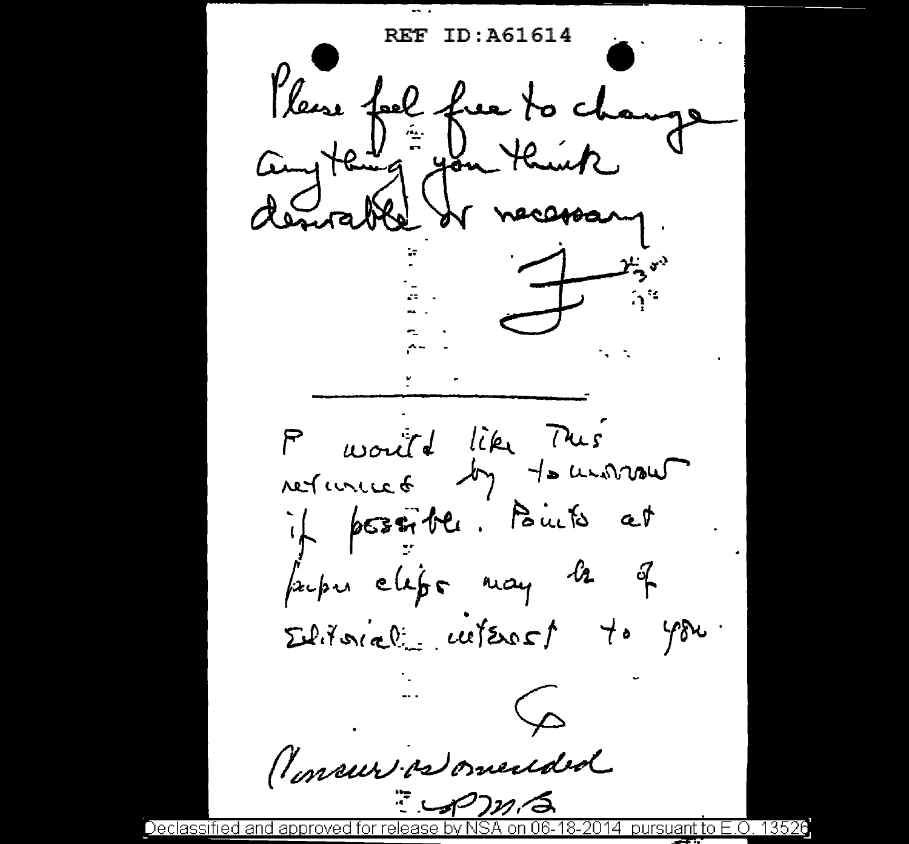REF ID:A61614

Please feel free to change anything you think desirable or necessary.

F

---

I would like this returned by tomorrow if possible. Points at paper clips may be of editorial interest to you.

G

Concur as amended

P.M.S.

Declassified and approved for release by NSA on 06-18-2014 pursuant to E.O. 13526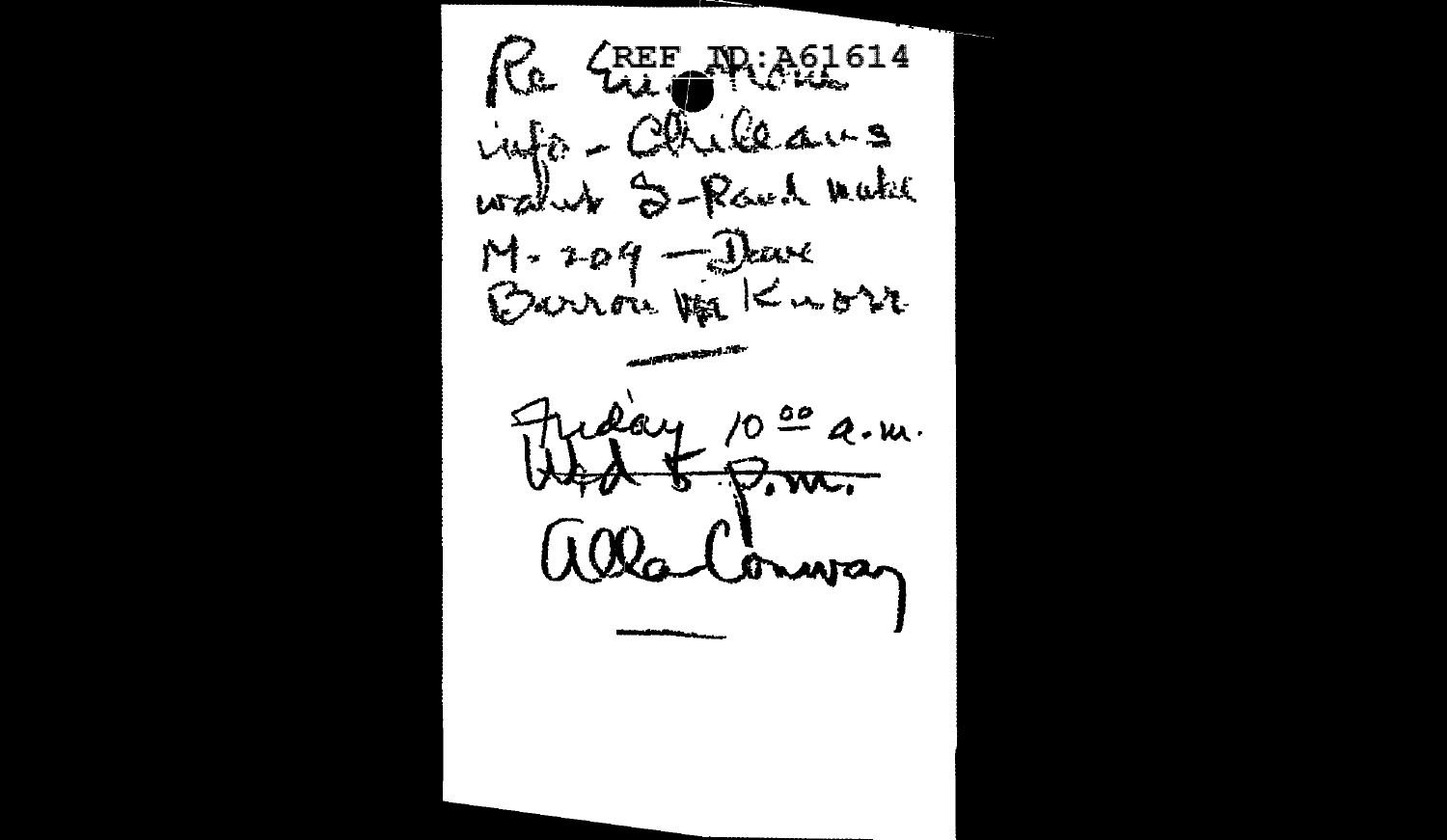REF ID:A61614

Re Eu... [illegible]

info - Chilleans

watch S-Rand until

M-209 — Dave

Barron [illegible] Knorr

---

Friday 10^00 a.m.

~~Wed 5 p.m.~~

Alla Conway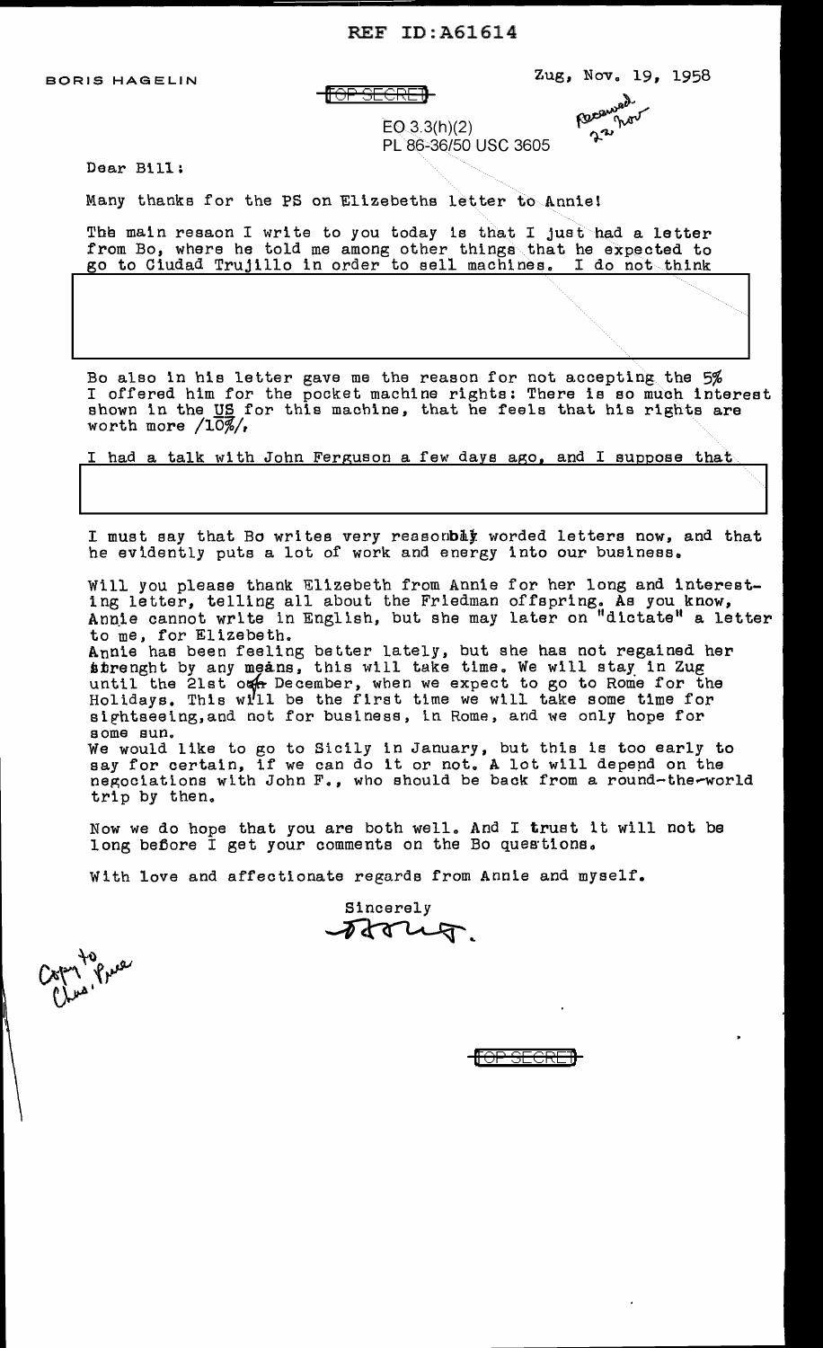REF ID:A61614

BORIS HAGELIN

TOP SECRET

Zug, Nov. 19, 1958

EO 3.3(h)(2)
PL 86-36/50 USC 3605

Received 22 Nov

Dear Bill:

Many thanks for the PS on Elizebeths letter to Annie!

The main resaon I write to you today is that I just had a letter from Bo, where he told me among other things that he expected to go to Ciudad Trujillo in order to sell machines. I do not think

Bo also in his letter gave me the reason for not accepting the 5% I offered him for the pocket machine rights: There is so much interest shown in the US for this machine, that he feels that his rights are worth more /10%/.

I had a talk with John Ferguson a few days ago, and I suppose that

I must say that Bo writes very reasonbly worded letters now, and that he evidently puts a lot of work and energy into our business.

Will you please thank Elizebeth from Annie for her long and interesting letter, telling all about the Friedman offspring. As you know, Annie cannot write in English, but she may later on "dictate" a letter to me, for Elizebeth.
Annie has been feeling better lately, but she has not regained her strenght by any means, this will take time. We will stay in Zug until the 21st of December, when we expect to go to Rome for the Holidays. This will be the first time we will take some time for sightseeing, and not for business, in Rome, and we only hope for some sun.
We would like to go to Sicily in January, but this is too early to say for certain, if we can do it or not. A lot will depend on the negociations with John F., who should be back from a round-the-world trip by then.

Now we do hope that you are both well. And I trust it will not be long before I get your comments on the Bo questions.

With love and affectionate regards from Annie and myself.

Sincerely
Boris.

Copy to Chas. Pree

TOP SECRET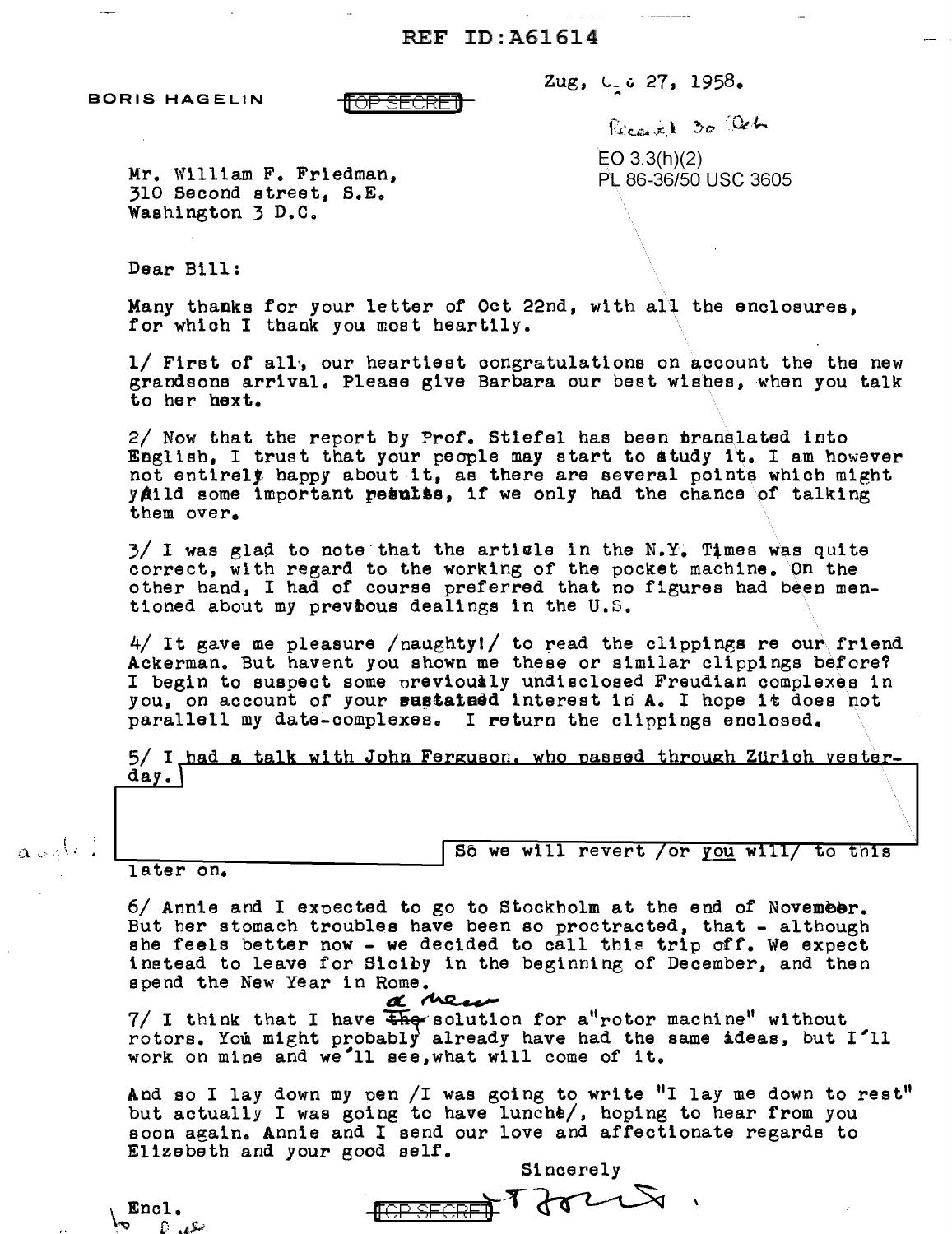REF ID:A61614

BORIS HAGELIN

TOP SECRET

Zug, Oct 27, 1958.

Received 30 Oct

EO 3.3(h)(2)
PL 86-36/50 USC 3605

Mr. William F. Friedman,
310 Second street, S.E.
Washington 3 D.C.

Dear Bill:

Many thanks for your letter of Oct 22nd, with all the enclosures, for which I thank you most heartily.

1/ First of all, our heartiest congratulations on account the the new grandsons arrival. Please give Barbara our best wishes, when you talk to her next.

2/ Now that the report by Prof. Stiefel has been translated into English, I trust that your people may start to study it. I am however not entirely happy about it, as there are several points which might yield some important results, if we only had the chance of talking them over.

3/ I was glad to note that the article in the N.Y. Times was quite correct, with regard to the working of the pocket machine. On the other hand, I had of course preferred that no figures had been mentioned about my previous dealings in the U.S.

4/ It gave me pleasure /naughty!/ to read the clippings re our friend Ackerman. But havent you shown me these or similar clippings before? I begin to suspect some previously undisclosed Freudian complexes in you, on account of your sustained interest in A. I hope it does not parallell my date-complexes. I return the clippings enclosed.

5/ I had a talk with John Ferguson, who passed through Zürich yesterday. [REDACTED] So we will revert /or you will/ to this later on.

6/ Annie and I expected to go to Stockholm at the end of November. But her stomach troubles have been so protracted, that - although she feels better now - we decided to call this trip off. We expect instead to leave for Sicily in the beginning of December, and then spend the New Year in Rome.

7/ I think that I have ~~the~~ a new solution for a "rotor machine" without rotors. You might probably already have had the same ideas, but I'll work on mine and we'll see, what will come of it.

And so I lay down my pen /I was going to write "I lay me down to rest" but actually I was going to have lunche/, hoping to hear from you soon again. Annie and I send our love and affectionate regards to Elizebeth and your good self.

Sincerely

Boris

Encl.

TOP SECRET